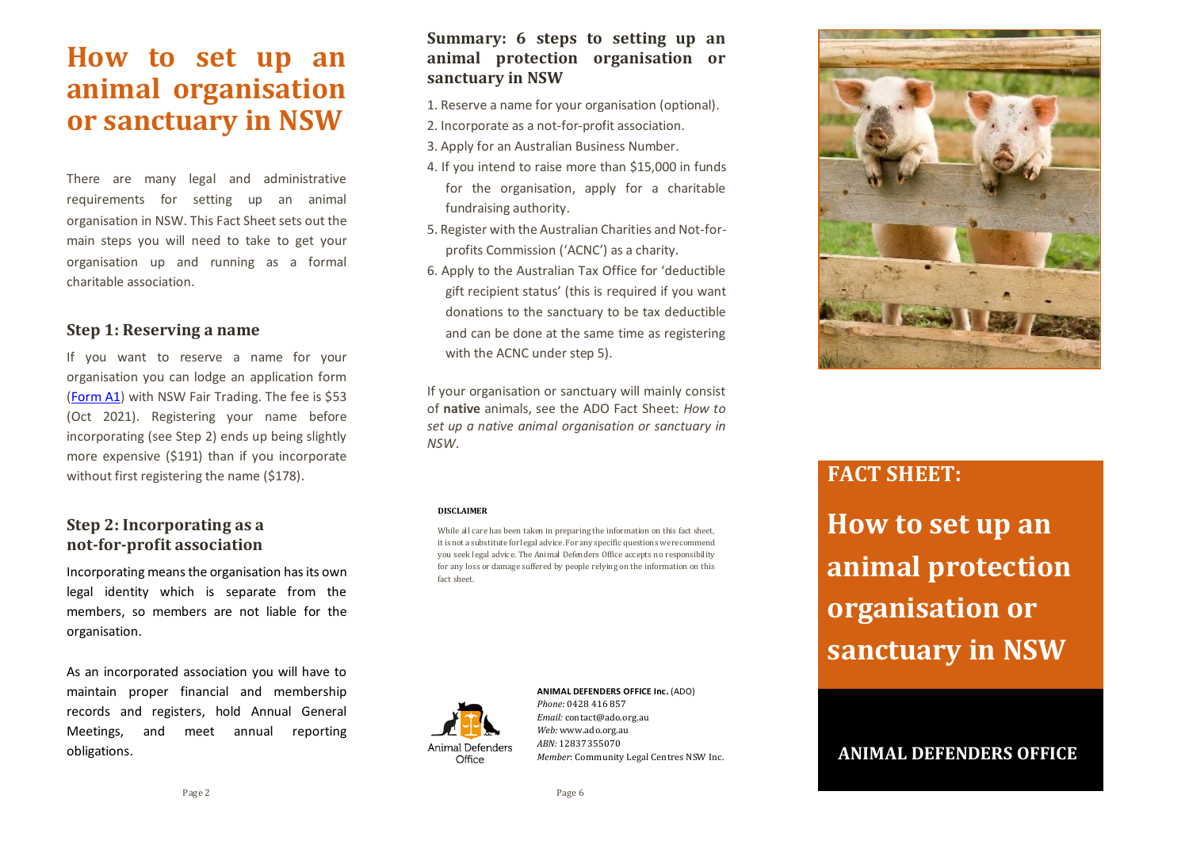# How to set up an animal organisation or sanctuary in NSW

There are many legal and administrative requirements for setting up an animal organisation in NSW. This Fact Sheet sets out the main steps you will need to take to get your organisation up and running as a formal charitable association.

## Step 1: Reserving a name

If you want to reserve a name for your organisation you can lodge an application form ([Form A1]) with NSW Fair Trading. The fee is $53 (Oct 2021). Registering your name before incorporating (see Step 2) ends up being slightly more expensive ($191) than if you incorporate without first registering the name ($178).

## Step 2: Incorporating as a not-for-profit association

Incorporating means the organisation has its own legal identity which is separate from the members, so members are not liable for the organisation.

As an incorporated association you will have to maintain proper financial and membership records and registers, hold Annual General Meetings, and meet annual reporting obligations.

## Summary: 6 steps to setting up an animal protection organisation or sanctuary in NSW

1. Reserve a name for your organisation (optional).
2. Incorporate as a not-for-profit association.
3. Apply for an Australian Business Number.
4. If you intend to raise more than $15,000 in funds for the organisation, apply for a charitable fundraising authority.
5. Register with the Australian Charities and Not-for-profits Commission ('ACNC') as a charity.
6. Apply to the Australian Tax Office for 'deductible gift recipient status' (this is required if you want donations to the sanctuary to be tax deductible and can be done at the same time as registering with the ACNC under step 5).

If your organisation or sanctuary will mainly consist of **native** animals, see the ADO Fact Sheet: *How to set up a native animal organisation or sanctuary in NSW*.

**DISCLAIMER**

While all care has been taken in preparing the information on this fact sheet, it is not a substitute for legal advice. For any specific questions we recommend you seek legal advice. The Animal Defenders Office accepts no responsibility for any loss or damage suffered by people relying on the information on this fact sheet.

Animal Defenders Office

**ANIMAL DEFENDERS OFFICE Inc.** (ADO)
*Phone:* 0428 416 857
*Email:* contact@ado.org.au
*Web:* www.ado.org.au
*ABN:* 12837355070
*Member*: Community Legal Centres NSW Inc.

## FACT SHEET:

# How to set up an animal protection organisation or sanctuary in NSW

**ANIMAL DEFENDERS OFFICE**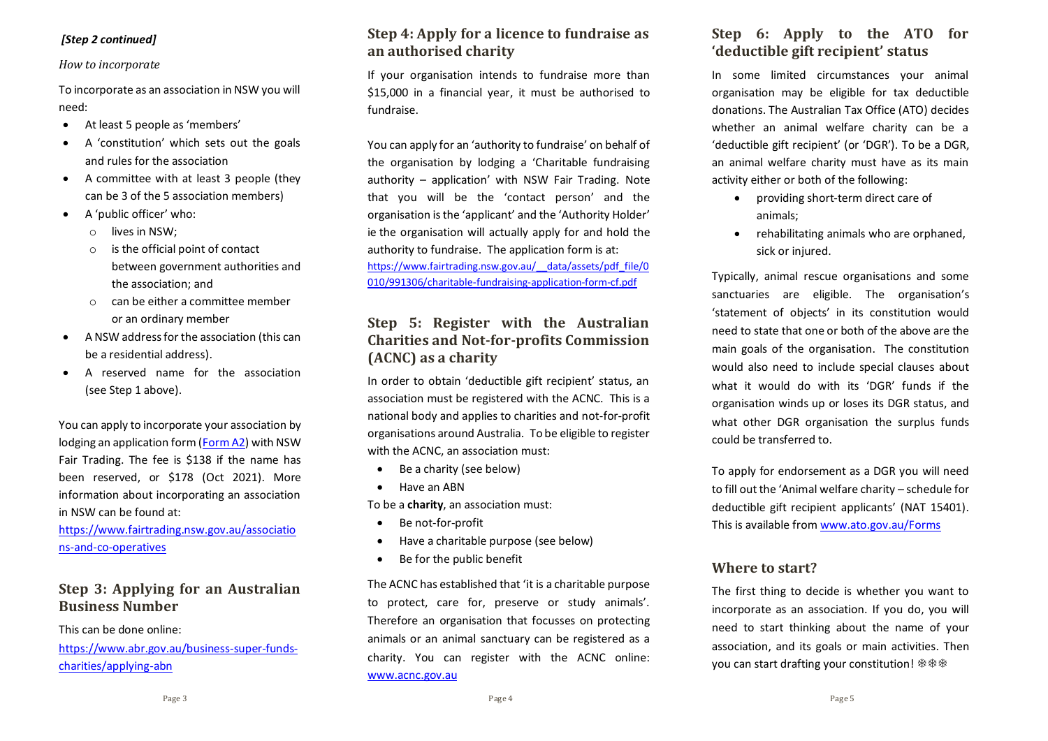*[Step 2 continued]*

*How to incorporate*

To incorporate as an association in NSW you will need:

- At least 5 people as 'members'
- A 'constitution' which sets out the goals and rules for the association
- A committee with at least 3 people (they can be 3 of the 5 association members)
- A 'public officer' who:
  - lives in NSW;
  - is the official point of contact between government authorities and the association; and
  - can be either a committee member or an ordinary member
- A NSW address for the association (this can be a residential address).
- A reserved name for the association (see Step 1 above).

You can apply to incorporate your association by lodging an application form (Form A2) with NSW Fair Trading. The fee is $138 if the name has been reserved, or $178 (Oct 2021). More information about incorporating an association in NSW can be found at:

https://www.fairtrading.nsw.gov.au/associations-and-co-operatives

## Step 3: Applying for an Australian Business Number

This can be done online:

https://www.abr.gov.au/business-super-funds-charities/applying-abn

## Step 4: Apply for a licence to fundraise as an authorised charity

If your organisation intends to fundraise more than $15,000 in a financial year, it must be authorised to fundraise.

You can apply for an 'authority to fundraise' on behalf of the organisation by lodging a 'Charitable fundraising authority – application' with NSW Fair Trading. Note that you will be the 'contact person' and the organisation is the 'applicant' and the 'Authority Holder' ie the organisation will actually apply for and hold the authority to fundraise. The application form is at: https://www.fairtrading.nsw.gov.au/__data/assets/pdf_file/0010/991306/charitable-fundraising-application-form-cf.pdf

## Step 5: Register with the Australian Charities and Not-for-profits Commission (ACNC) as a charity

In order to obtain 'deductible gift recipient' status, an association must be registered with the ACNC. This is a national body and applies to charities and not-for-profit organisations around Australia. To be eligible to register with the ACNC, an association must:

- Be a charity (see below)
- Have an ABN

To be a **charity**, an association must:

- Be not-for-profit
- Have a charitable purpose (see below)
- Be for the public benefit

The ACNC has established that 'it is a charitable purpose to protect, care for, preserve or study animals'. Therefore an organisation that focusses on protecting animals or an animal sanctuary can be registered as a charity. You can register with the ACNC online: www.acnc.gov.au

## Step 6: Apply to the ATO for 'deductible gift recipient' status

In some limited circumstances your animal organisation may be eligible for tax deductible donations. The Australian Tax Office (ATO) decides whether an animal welfare charity can be a 'deductible gift recipient' (or 'DGR'). To be a DGR, an animal welfare charity must have as its main activity either or both of the following:

- providing short-term direct care of animals;
- rehabilitating animals who are orphaned, sick or injured.

Typically, animal rescue organisations and some sanctuaries are eligible. The organisation's 'statement of objects' in its constitution would need to state that one or both of the above are the main goals of the organisation. The constitution would also need to include special clauses about what it would do with its 'DGR' funds if the organisation winds up or loses its DGR status, and what other DGR organisation the surplus funds could be transferred to.

To apply for endorsement as a DGR you will need to fill out the 'Animal welfare charity – schedule for deductible gift recipient applicants' (NAT 15401). This is available from www.ato.gov.au/Forms

## Where to start?

The first thing to decide is whether you want to incorporate as an association. If you do, you will need to start thinking about the name of your association, and its goals or main activities. Then you can start drafting your constitution! ❄❄❄